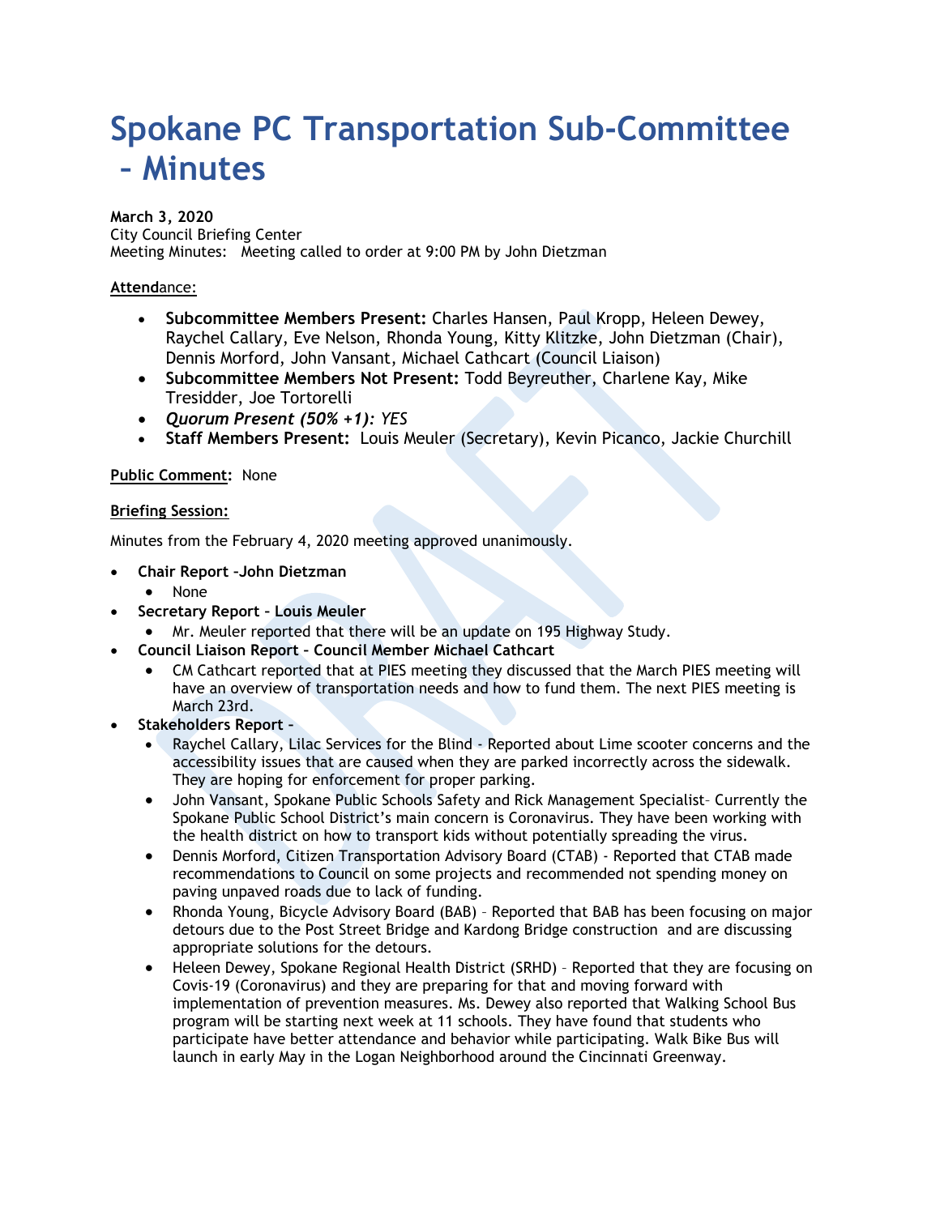# Spokane PC Transportation Sub-Committee – Minutes

**March 3, 2020**
City Council Briefing Center
Meeting Minutes: Meeting called to order at 9:00 PM by John Dietzman

**Attendance:**

- **Subcommittee Members Present:** Charles Hansen, Paul Kropp, Heleen Dewey, Raychel Callary, Eve Nelson, Rhonda Young, Kitty Klitzke, John Dietzman (Chair), Dennis Morford, John Vansant, Michael Cathcart (Council Liaison)
- **Subcommittee Members Not Present:** Todd Beyreuther, Charlene Kay, Mike Tresidder, Joe Tortorelli
- ***Quorum Present (50% +1):*** *YES*
- **Staff Members Present:** Louis Meuler (Secretary), Kevin Picanco, Jackie Churchill

**Public Comment:** None

**Briefing Session:**

Minutes from the February 4, 2020 meeting approved unanimously.

- **Chair Report –John Dietzman**
  - None
- **Secretary Report – Louis Meuler**
  - Mr. Meuler reported that there will be an update on 195 Highway Study.
- **Council Liaison Report – Council Member Michael Cathcart**
  - CM Cathcart reported that at PIES meeting they discussed that the March PIES meeting will have an overview of transportation needs and how to fund them. The next PIES meeting is March 23rd.
- **Stakeholders Report –**
  - Raychel Callary, Lilac Services for the Blind - Reported about Lime scooter concerns and the accessibility issues that are caused when they are parked incorrectly across the sidewalk. They are hoping for enforcement for proper parking.
  - John Vansant, Spokane Public Schools Safety and Rick Management Specialist– Currently the Spokane Public School District's main concern is Coronavirus. They have been working with the health district on how to transport kids without potentially spreading the virus.
  - Dennis Morford, Citizen Transportation Advisory Board (CTAB) - Reported that CTAB made recommendations to Council on some projects and recommended not spending money on paving unpaved roads due to lack of funding.
  - Rhonda Young, Bicycle Advisory Board (BAB) – Reported that BAB has been focusing on major detours due to the Post Street Bridge and Kardong Bridge construction and are discussing appropriate solutions for the detours.
  - Heleen Dewey, Spokane Regional Health District (SRHD) – Reported that they are focusing on Covis-19 (Coronavirus) and they are preparing for that and moving forward with implementation of prevention measures. Ms. Dewey also reported that Walking School Bus program will be starting next week at 11 schools. They have found that students who participate have better attendance and behavior while participating. Walk Bike Bus will launch in early May in the Logan Neighborhood around the Cincinnati Greenway.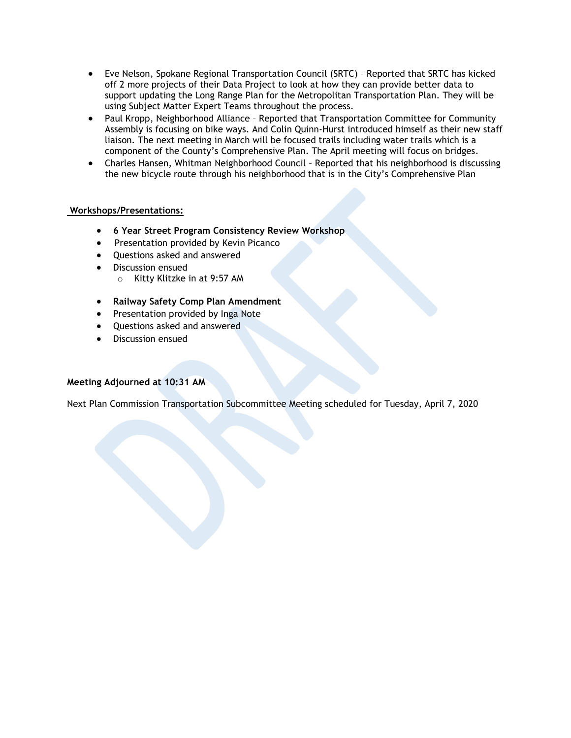- Eve Nelson, Spokane Regional Transportation Council (SRTC) – Reported that SRTC has kicked off 2 more projects of their Data Project to look at how they can provide better data to support updating the Long Range Plan for the Metropolitan Transportation Plan. They will be using Subject Matter Expert Teams throughout the process.
- Paul Kropp, Neighborhood Alliance – Reported that Transportation Committee for Community Assembly is focusing on bike ways. And Colin Quinn-Hurst introduced himself as their new staff liaison. The next meeting in March will be focused trails including water trails which is a component of the County's Comprehensive Plan. The April meeting will focus on bridges.
- Charles Hansen, Whitman Neighborhood Council – Reported that his neighborhood is discussing the new bicycle route through his neighborhood that is in the City's Comprehensive Plan

**Workshops/Presentations:**

- **6 Year Street Program Consistency Review Workshop**
- Presentation provided by Kevin Picanco
- Questions asked and answered
- Discussion ensued
  - Kitty Klitzke in at 9:57 AM

- **Railway Safety Comp Plan Amendment**
- Presentation provided by Inga Note
- Questions asked and answered
- Discussion ensued

**Meeting Adjourned at 10:31 AM**

Next Plan Commission Transportation Subcommittee Meeting scheduled for Tuesday, April 7, 2020